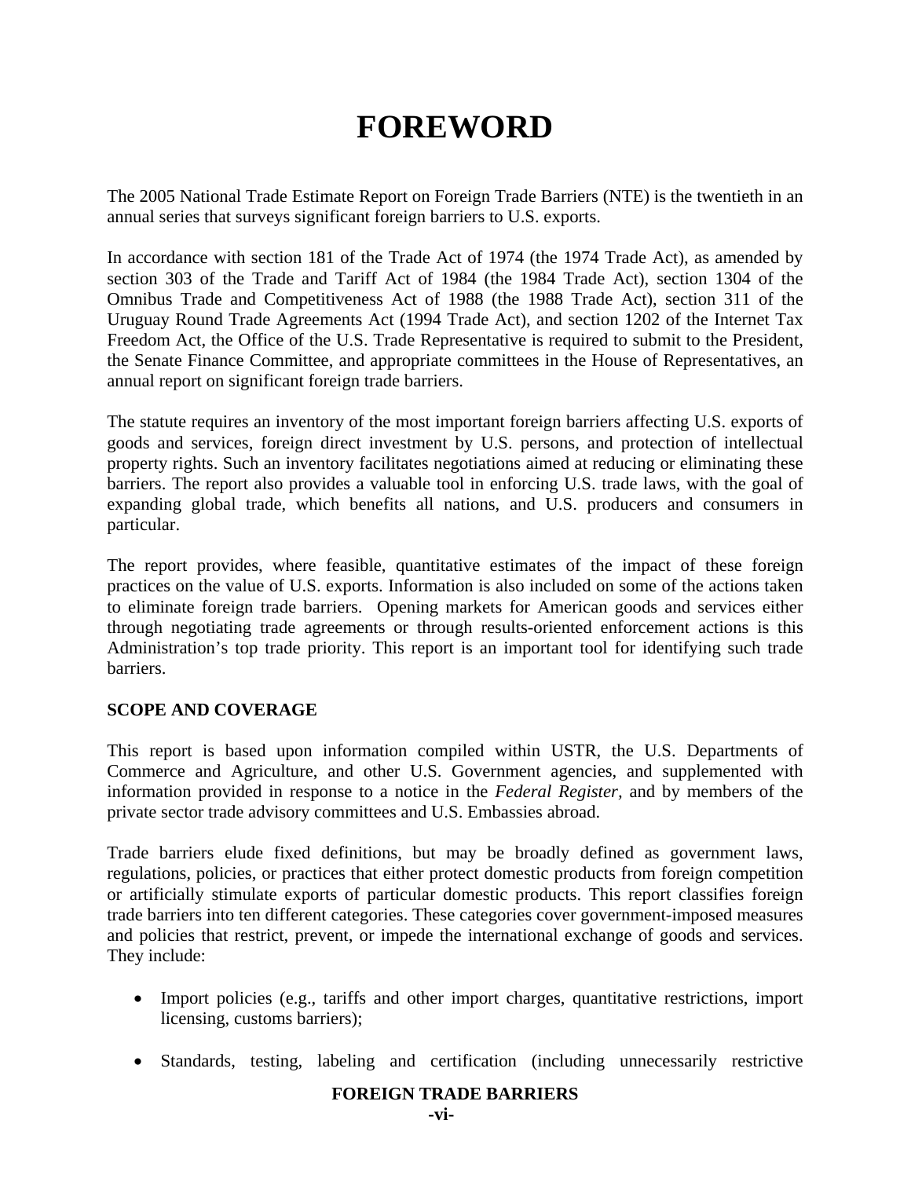# FOREWORD

The 2005 National Trade Estimate Report on Foreign Trade Barriers (NTE) is the twentieth in an annual series that surveys significant foreign barriers to U.S. exports.

In accordance with section 181 of the Trade Act of 1974 (the 1974 Trade Act), as amended by section 303 of the Trade and Tariff Act of 1984 (the 1984 Trade Act), section 1304 of the Omnibus Trade and Competitiveness Act of 1988 (the 1988 Trade Act), section 311 of the Uruguay Round Trade Agreements Act (1994 Trade Act), and section 1202 of the Internet Tax Freedom Act, the Office of the U.S. Trade Representative is required to submit to the President, the Senate Finance Committee, and appropriate committees in the House of Representatives, an annual report on significant foreign trade barriers.

The statute requires an inventory of the most important foreign barriers affecting U.S. exports of goods and services, foreign direct investment by U.S. persons, and protection of intellectual property rights. Such an inventory facilitates negotiations aimed at reducing or eliminating these barriers. The report also provides a valuable tool in enforcing U.S. trade laws, with the goal of expanding global trade, which benefits all nations, and U.S. producers and consumers in particular.

The report provides, where feasible, quantitative estimates of the impact of these foreign practices on the value of U.S. exports. Information is also included on some of the actions taken to eliminate foreign trade barriers. Opening markets for American goods and services either through negotiating trade agreements or through results-oriented enforcement actions is this Administration's top trade priority. This report is an important tool for identifying such trade barriers.

**SCOPE AND COVERAGE**

This report is based upon information compiled within USTR, the U.S. Departments of Commerce and Agriculture, and other U.S. Government agencies, and supplemented with information provided in response to a notice in the *Federal Register*, and by members of the private sector trade advisory committees and U.S. Embassies abroad.

Trade barriers elude fixed definitions, but may be broadly defined as government laws, regulations, policies, or practices that either protect domestic products from foreign competition or artificially stimulate exports of particular domestic products. This report classifies foreign trade barriers into ten different categories. These categories cover government-imposed measures and policies that restrict, prevent, or impede the international exchange of goods and services. They include:

- Import policies (e.g., tariffs and other import charges, quantitative restrictions, import licensing, customs barriers);
- Standards, testing, labeling and certification (including unnecessarily restrictive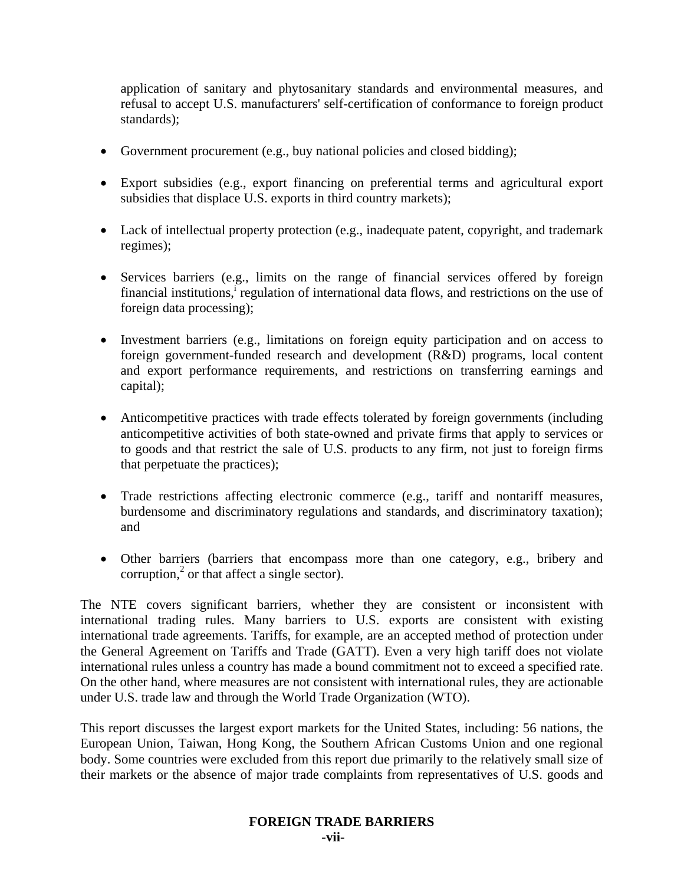application of sanitary and phytosanitary standards and environmental measures, and refusal to accept U.S. manufacturers' self-certification of conformance to foreign product standards);

- Government procurement (e.g., buy national policies and closed bidding);
- Export subsidies (e.g., export financing on preferential terms and agricultural export subsidies that displace U.S. exports in third country markets);
- Lack of intellectual property protection (e.g., inadequate patent, copyright, and trademark regimes);
- Services barriers (e.g., limits on the range of financial services offered by foreign financial institutions,[i] regulation of international data flows, and restrictions on the use of foreign data processing);
- Investment barriers (e.g., limitations on foreign equity participation and on access to foreign government-funded research and development (R&D) programs, local content and export performance requirements, and restrictions on transferring earnings and capital);
- Anticompetitive practices with trade effects tolerated by foreign governments (including anticompetitive activities of both state-owned and private firms that apply to services or to goods and that restrict the sale of U.S. products to any firm, not just to foreign firms that perpetuate the practices);
- Trade restrictions affecting electronic commerce (e.g., tariff and nontariff measures, burdensome and discriminatory regulations and standards, and discriminatory taxation); and
- Other barriers (barriers that encompass more than one category, e.g., bribery and corruption,[2] or that affect a single sector).

The NTE covers significant barriers, whether they are consistent or inconsistent with international trading rules. Many barriers to U.S. exports are consistent with existing international trade agreements. Tariffs, for example, are an accepted method of protection under the General Agreement on Tariffs and Trade (GATT). Even a very high tariff does not violate international rules unless a country has made a bound commitment not to exceed a specified rate. On the other hand, where measures are not consistent with international rules, they are actionable under U.S. trade law and through the World Trade Organization (WTO).

This report discusses the largest export markets for the United States, including: 56 nations, the European Union, Taiwan, Hong Kong, the Southern African Customs Union and one regional body. Some countries were excluded from this report due primarily to the relatively small size of their markets or the absence of major trade complaints from representatives of U.S. goods and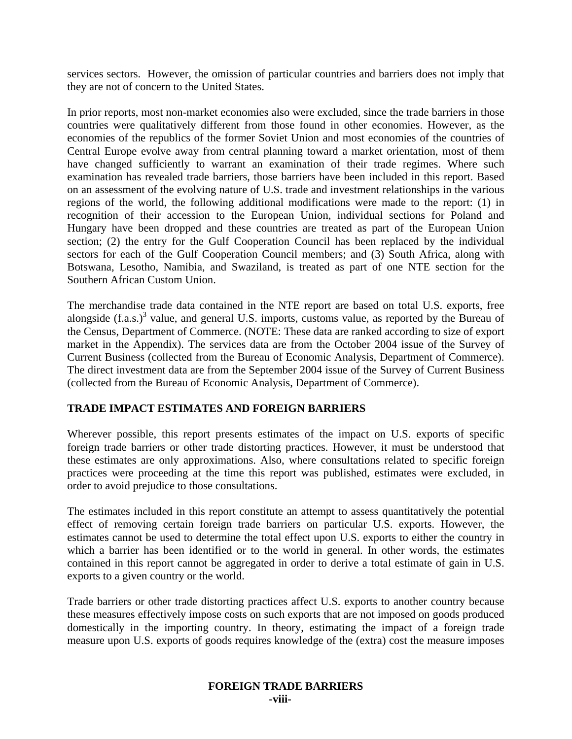services sectors. However, the omission of particular countries and barriers does not imply that they are not of concern to the United States.

In prior reports, most non-market economies also were excluded, since the trade barriers in those countries were qualitatively different from those found in other economies. However, as the economies of the republics of the former Soviet Union and most economies of the countries of Central Europe evolve away from central planning toward a market orientation, most of them have changed sufficiently to warrant an examination of their trade regimes. Where such examination has revealed trade barriers, those barriers have been included in this report. Based on an assessment of the evolving nature of U.S. trade and investment relationships in the various regions of the world, the following additional modifications were made to the report: (1) in recognition of their accession to the European Union, individual sections for Poland and Hungary have been dropped and these countries are treated as part of the European Union section; (2) the entry for the Gulf Cooperation Council has been replaced by the individual sectors for each of the Gulf Cooperation Council members; and (3) South Africa, along with Botswana, Lesotho, Namibia, and Swaziland, is treated as part of one NTE section for the Southern African Custom Union.

The merchandise trade data contained in the NTE report are based on total U.S. exports, free alongside (f.a.s.)[3] value, and general U.S. imports, customs value, as reported by the Bureau of the Census, Department of Commerce. (NOTE: These data are ranked according to size of export market in the Appendix). The services data are from the October 2004 issue of the Survey of Current Business (collected from the Bureau of Economic Analysis, Department of Commerce). The direct investment data are from the September 2004 issue of the Survey of Current Business (collected from the Bureau of Economic Analysis, Department of Commerce).

## TRADE IMPACT ESTIMATES AND FOREIGN BARRIERS

Wherever possible, this report presents estimates of the impact on U.S. exports of specific foreign trade barriers or other trade distorting practices. However, it must be understood that these estimates are only approximations. Also, where consultations related to specific foreign practices were proceeding at the time this report was published, estimates were excluded, in order to avoid prejudice to those consultations.

The estimates included in this report constitute an attempt to assess quantitatively the potential effect of removing certain foreign trade barriers on particular U.S. exports. However, the estimates cannot be used to determine the total effect upon U.S. exports to either the country in which a barrier has been identified or to the world in general. In other words, the estimates contained in this report cannot be aggregated in order to derive a total estimate of gain in U.S. exports to a given country or the world.

Trade barriers or other trade distorting practices affect U.S. exports to another country because these measures effectively impose costs on such exports that are not imposed on goods produced domestically in the importing country. In theory, estimating the impact of a foreign trade measure upon U.S. exports of goods requires knowledge of the (extra) cost the measure imposes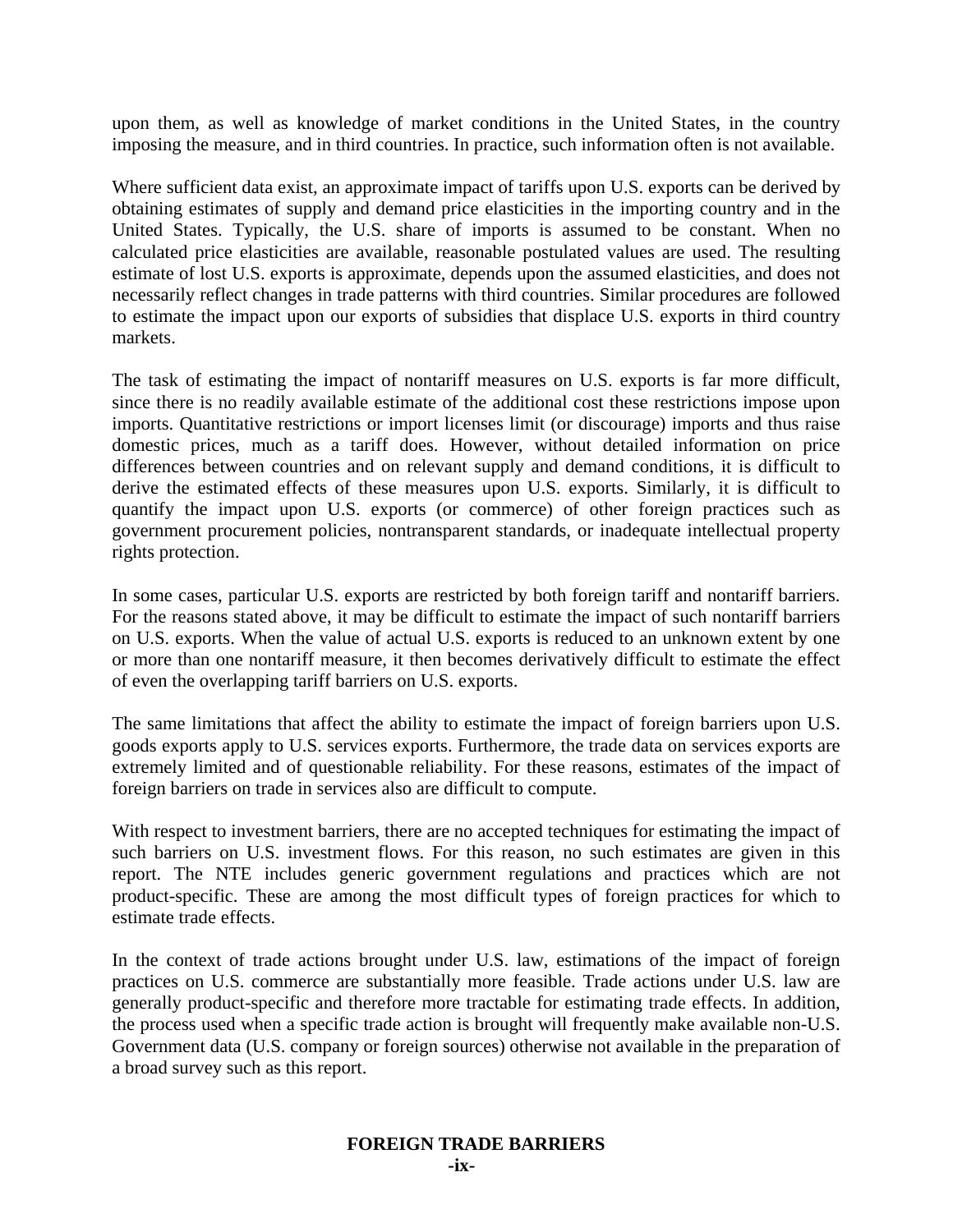upon them, as well as knowledge of market conditions in the United States, in the country imposing the measure, and in third countries. In practice, such information often is not available.

Where sufficient data exist, an approximate impact of tariffs upon U.S. exports can be derived by obtaining estimates of supply and demand price elasticities in the importing country and in the United States. Typically, the U.S. share of imports is assumed to be constant. When no calculated price elasticities are available, reasonable postulated values are used. The resulting estimate of lost U.S. exports is approximate, depends upon the assumed elasticities, and does not necessarily reflect changes in trade patterns with third countries. Similar procedures are followed to estimate the impact upon our exports of subsidies that displace U.S. exports in third country markets.

The task of estimating the impact of nontariff measures on U.S. exports is far more difficult, since there is no readily available estimate of the additional cost these restrictions impose upon imports. Quantitative restrictions or import licenses limit (or discourage) imports and thus raise domestic prices, much as a tariff does. However, without detailed information on price differences between countries and on relevant supply and demand conditions, it is difficult to derive the estimated effects of these measures upon U.S. exports. Similarly, it is difficult to quantify the impact upon U.S. exports (or commerce) of other foreign practices such as government procurement policies, nontransparent standards, or inadequate intellectual property rights protection.

In some cases, particular U.S. exports are restricted by both foreign tariff and nontariff barriers. For the reasons stated above, it may be difficult to estimate the impact of such nontariff barriers on U.S. exports. When the value of actual U.S. exports is reduced to an unknown extent by one or more than one nontariff measure, it then becomes derivatively difficult to estimate the effect of even the overlapping tariff barriers on U.S. exports.

The same limitations that affect the ability to estimate the impact of foreign barriers upon U.S. goods exports apply to U.S. services exports. Furthermore, the trade data on services exports are extremely limited and of questionable reliability. For these reasons, estimates of the impact of foreign barriers on trade in services also are difficult to compute.

With respect to investment barriers, there are no accepted techniques for estimating the impact of such barriers on U.S. investment flows. For this reason, no such estimates are given in this report. The NTE includes generic government regulations and practices which are not product-specific. These are among the most difficult types of foreign practices for which to estimate trade effects.

In the context of trade actions brought under U.S. law, estimations of the impact of foreign practices on U.S. commerce are substantially more feasible. Trade actions under U.S. law are generally product-specific and therefore more tractable for estimating trade effects. In addition, the process used when a specific trade action is brought will frequently make available non-U.S. Government data (U.S. company or foreign sources) otherwise not available in the preparation of a broad survey such as this report.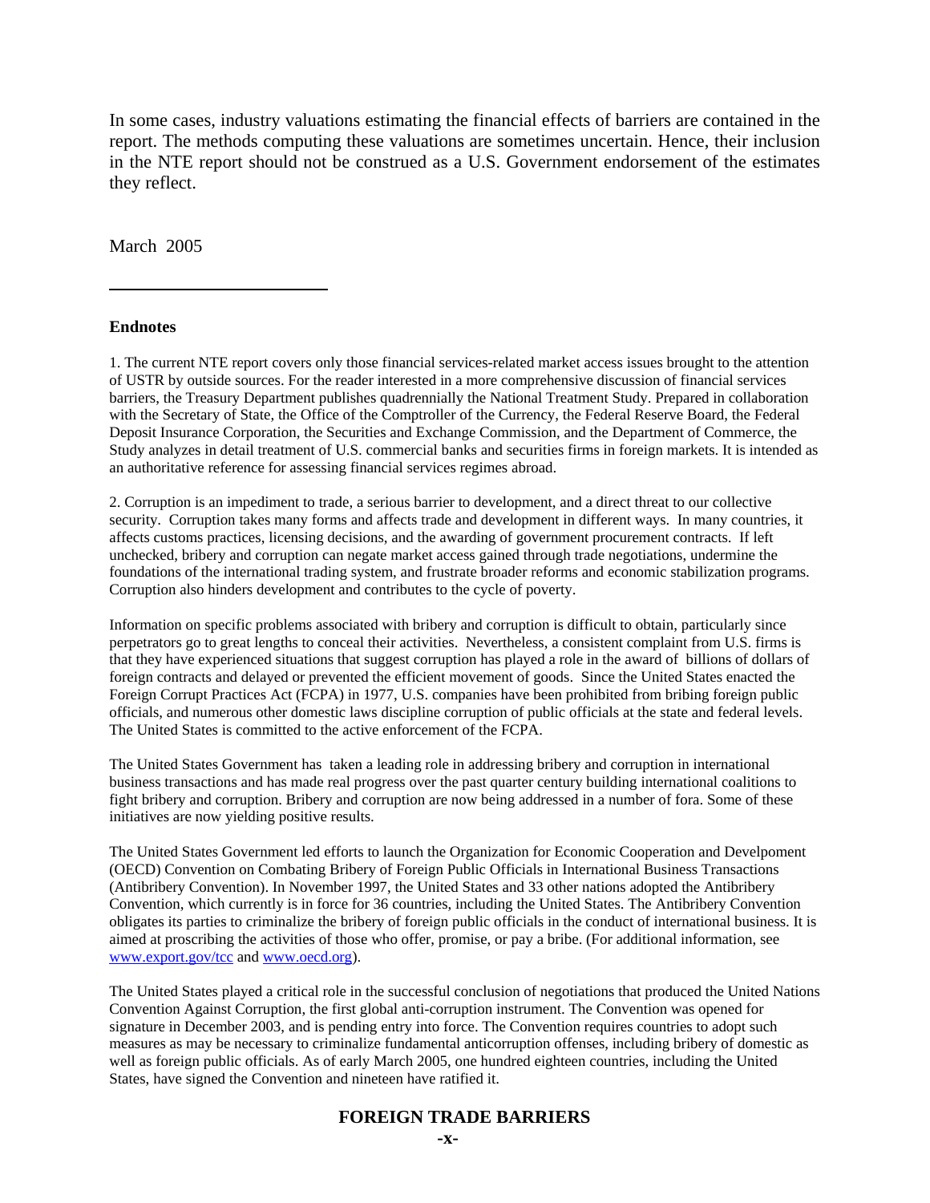In some cases, industry valuations estimating the financial effects of barriers are contained in the report. The methods computing these valuations are sometimes uncertain. Hence, their inclusion in the NTE report should not be construed as a U.S. Government endorsement of the estimates they reflect.

March 2005

---

**Endnotes**

1. The current NTE report covers only those financial services-related market access issues brought to the attention of USTR by outside sources. For the reader interested in a more comprehensive discussion of financial services barriers, the Treasury Department publishes quadrennially the National Treatment Study. Prepared in collaboration with the Secretary of State, the Office of the Comptroller of the Currency, the Federal Reserve Board, the Federal Deposit Insurance Corporation, the Securities and Exchange Commission, and the Department of Commerce, the Study analyzes in detail treatment of U.S. commercial banks and securities firms in foreign markets. It is intended as an authoritative reference for assessing financial services regimes abroad.

2. Corruption is an impediment to trade, a serious barrier to development, and a direct threat to our collective security. Corruption takes many forms and affects trade and development in different ways. In many countries, it affects customs practices, licensing decisions, and the awarding of government procurement contracts. If left unchecked, bribery and corruption can negate market access gained through trade negotiations, undermine the foundations of the international trading system, and frustrate broader reforms and economic stabilization programs. Corruption also hinders development and contributes to the cycle of poverty.

Information on specific problems associated with bribery and corruption is difficult to obtain, particularly since perpetrators go to great lengths to conceal their activities. Nevertheless, a consistent complaint from U.S. firms is that they have experienced situations that suggest corruption has played a role in the award of billions of dollars of foreign contracts and delayed or prevented the efficient movement of goods. Since the United States enacted the Foreign Corrupt Practices Act (FCPA) in 1977, U.S. companies have been prohibited from bribing foreign public officials, and numerous other domestic laws discipline corruption of public officials at the state and federal levels. The United States is committed to the active enforcement of the FCPA.

The United States Government has taken a leading role in addressing bribery and corruption in international business transactions and has made real progress over the past quarter century building international coalitions to fight bribery and corruption. Bribery and corruption are now being addressed in a number of fora. Some of these initiatives are now yielding positive results.

The United States Government led efforts to launch the Organization for Economic Cooperation and Develpoment (OECD) Convention on Combating Bribery of Foreign Public Officials in International Business Transactions (Antibribery Convention). In November 1997, the United States and 33 other nations adopted the Antibribery Convention, which currently is in force for 36 countries, including the United States. The Antibribery Convention obligates its parties to criminalize the bribery of foreign public officials in the conduct of international business. It is aimed at proscribing the activities of those who offer, promise, or pay a bribe. (For additional information, see www.export.gov/tcc and www.oecd.org).

The United States played a critical role in the successful conclusion of negotiations that produced the United Nations Convention Against Corruption, the first global anti-corruption instrument. The Convention was opened for signature in December 2003, and is pending entry into force. The Convention requires countries to adopt such measures as may be necessary to criminalize fundamental anticorruption offenses, including bribery of domestic as well as foreign public officials. As of early March 2005, one hundred eighteen countries, including the United States, have signed the Convention and nineteen have ratified it.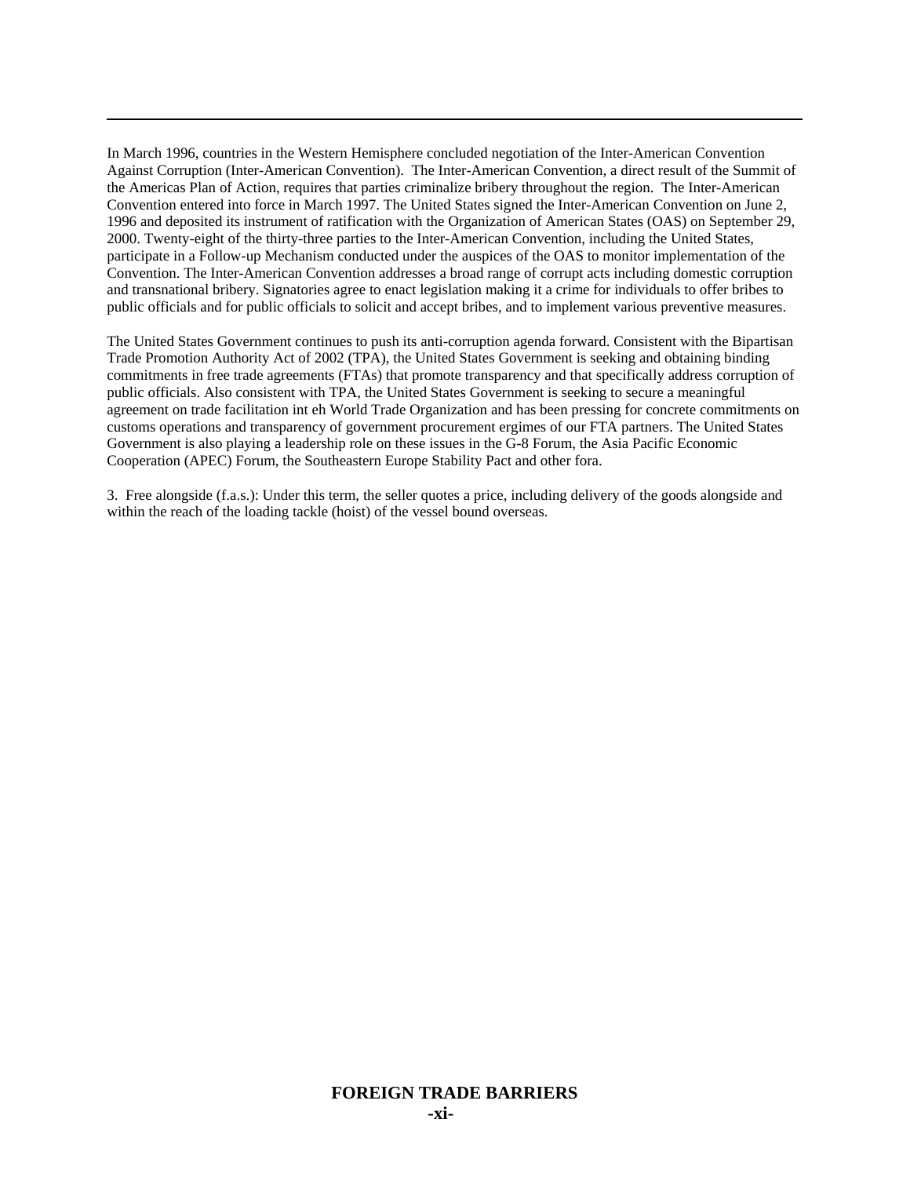In March 1996, countries in the Western Hemisphere concluded negotiation of the Inter-American Convention Against Corruption (Inter-American Convention). The Inter-American Convention, a direct result of the Summit of the Americas Plan of Action, requires that parties criminalize bribery throughout the region. The Inter-American Convention entered into force in March 1997. The United States signed the Inter-American Convention on June 2, 1996 and deposited its instrument of ratification with the Organization of American States (OAS) on September 29, 2000. Twenty-eight of the thirty-three parties to the Inter-American Convention, including the United States, participate in a Follow-up Mechanism conducted under the auspices of the OAS to monitor implementation of the Convention. The Inter-American Convention addresses a broad range of corrupt acts including domestic corruption and transnational bribery. Signatories agree to enact legislation making it a crime for individuals to offer bribes to public officials and for public officials to solicit and accept bribes, and to implement various preventive measures.

The United States Government continues to push its anti-corruption agenda forward. Consistent with the Bipartisan Trade Promotion Authority Act of 2002 (TPA), the United States Government is seeking and obtaining binding commitments in free trade agreements (FTAs) that promote transparency and that specifically address corruption of public officials. Also consistent with TPA, the United States Government is seeking to secure a meaningful agreement on trade facilitation int eh World Trade Organization and has been pressing for concrete commitments on customs operations and transparency of government procurement ergimes of our FTA partners. The United States Government is also playing a leadership role on these issues in the G-8 Forum, the Asia Pacific Economic Cooperation (APEC) Forum, the Southeastern Europe Stability Pact and other fora.

3. Free alongside (f.a.s.): Under this term, the seller quotes a price, including delivery of the goods alongside and within the reach of the loading tackle (hoist) of the vessel bound overseas.